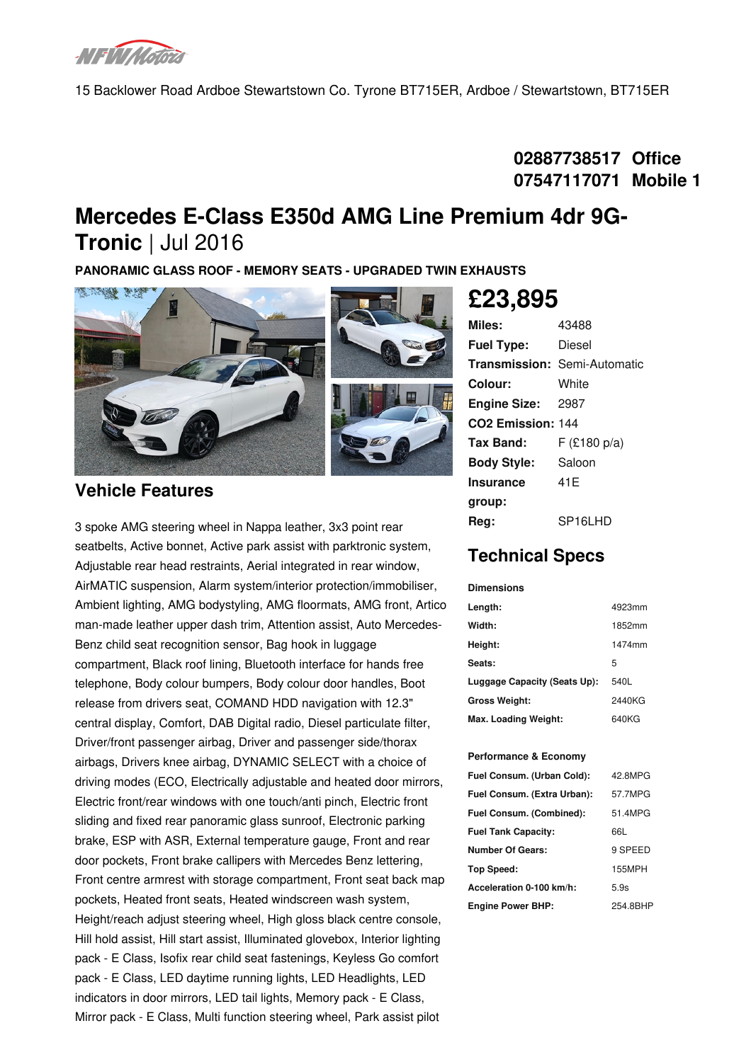15 Backlower Road Ardboe Stewartstown Co. Tyrone BT715ER, Ardboe / Stewartstown, BT715ER

**02887738517 Office**
**07547117071 Mobile 1**

# Mercedes E-Class E350d AMG Line Premium 4dr 9G-Tronic | Jul 2016

**PANORAMIC GLASS ROOF - MEMORY SEATS - UPGRADED TWIN EXHAUSTS**

## £23,895

| | |
|---|---|
| **Miles:** | 43488 |
| **Fuel Type:** | Diesel |
| **Transmission:** | Semi-Automatic |
| **Colour:** | White |
| **Engine Size:** | 2987 |
| **CO2 Emission:** | 144 |
| **Tax Band:** | F (£180 p/a) |
| **Body Style:** | Saloon |
| **Insurance group:** | 41E |
| **Reg:** | SP16LHD |

## Vehicle Features

3 spoke AMG steering wheel in Nappa leather, 3x3 point rear seatbelts, Active bonnet, Active park assist with parktronic system, Adjustable rear head restraints, Aerial integrated in rear window, AirMATIC suspension, Alarm system/interior protection/immobiliser, Ambient lighting, AMG bodystyling, AMG floormats, AMG front, Artico man-made leather upper dash trim, Attention assist, Auto Mercedes-Benz child seat recognition sensor, Bag hook in luggage compartment, Black roof lining, Bluetooth interface for hands free telephone, Body colour bumpers, Body colour door handles, Boot release from drivers seat, COMAND HDD navigation with 12.3" central display, Comfort, DAB Digital radio, Diesel particulate filter, Driver/front passenger airbag, Driver and passenger side/thorax airbags, Drivers knee airbag, DYNAMIC SELECT with a choice of driving modes (ECO, Electrically adjustable and heated door mirrors, Electric front/rear windows with one touch/anti pinch, Electric front sliding and fixed rear panoramic glass sunroof, Electronic parking brake, ESP with ASR, External temperature gauge, Front and rear door pockets, Front brake callipers with Mercedes Benz lettering, Front centre armrest with storage compartment, Front seat back map pockets, Heated front seats, Heated windscreen wash system, Height/reach adjust steering wheel, High gloss black centre console, Hill hold assist, Hill start assist, Illuminated glovebox, Interior lighting pack - E Class, Isofix rear child seat fastenings, Keyless Go comfort pack - E Class, LED daytime running lights, LED Headlights, LED indicators in door mirrors, LED tail lights, Memory pack - E Class, Mirror pack - E Class, Multi function steering wheel, Park assist pilot

## Technical Specs

### Dimensions

| | |
|---|---|
| **Length:** | 4923mm |
| **Width:** | 1852mm |
| **Height:** | 1474mm |
| **Seats:** | 5 |
| **Luggage Capacity (Seats Up):** | 540L |
| **Gross Weight:** | 2440KG |
| **Max. Loading Weight:** | 640KG |

### Performance & Economy

| | |
|---|---|
| **Fuel Consum. (Urban Cold):** | 42.8MPG |
| **Fuel Consum. (Extra Urban):** | 57.7MPG |
| **Fuel Consum. (Combined):** | 51.4MPG |
| **Fuel Tank Capacity:** | 66L |
| **Number Of Gears:** | 9 SPEED |
| **Top Speed:** | 155MPH |
| **Acceleration 0-100 km/h:** | 5.9s |
| **Engine Power BHP:** | 254.8BHP |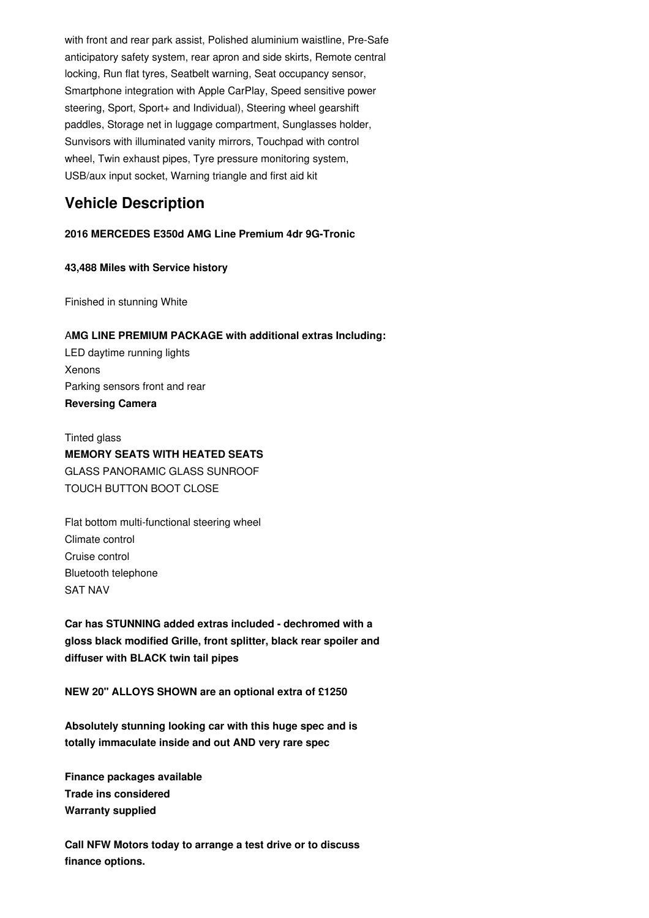with front and rear park assist, Polished aluminium waistline, Pre-Safe anticipatory safety system, rear apron and side skirts, Remote central locking, Run flat tyres, Seatbelt warning, Seat occupancy sensor, Smartphone integration with Apple CarPlay, Speed sensitive power steering, Sport, Sport+ and Individual), Steering wheel gearshift paddles, Storage net in luggage compartment, Sunglasses holder, Sunvisors with illuminated vanity mirrors, Touchpad with control wheel, Twin exhaust pipes, Tyre pressure monitoring system, USB/aux input socket, Warning triangle and first aid kit

## Vehicle Description

**2016 MERCEDES E350d AMG Line Premium 4dr 9G-Tronic**

**43,488 Miles with Service history**

Finished in stunning White

A**MG LINE PREMIUM PACKAGE with additional extras Including:**
LED daytime running lights
Xenons
Parking sensors front and rear
**Reversing Camera**

Tinted glass
**MEMORY SEATS WITH HEATED SEATS**
GLASS PANORAMIC GLASS SUNROOF
TOUCH BUTTON BOOT CLOSE

Flat bottom multi-functional steering wheel
Climate control
Cruise control
Bluetooth telephone
SAT NAV

**Car has STUNNING added extras included - dechromed with a gloss black modified Grille, front splitter, black rear spoiler and diffuser with BLACK twin tail pipes**

**NEW 20" ALLOYS SHOWN are an optional extra of £1250**

**Absolutely stunning looking car with this huge spec and is totally immaculate inside and out AND very rare spec**

**Finance packages available**
**Trade ins considered**
**Warranty supplied**

**Call NFW Motors today to arrange a test drive or to discuss finance options.**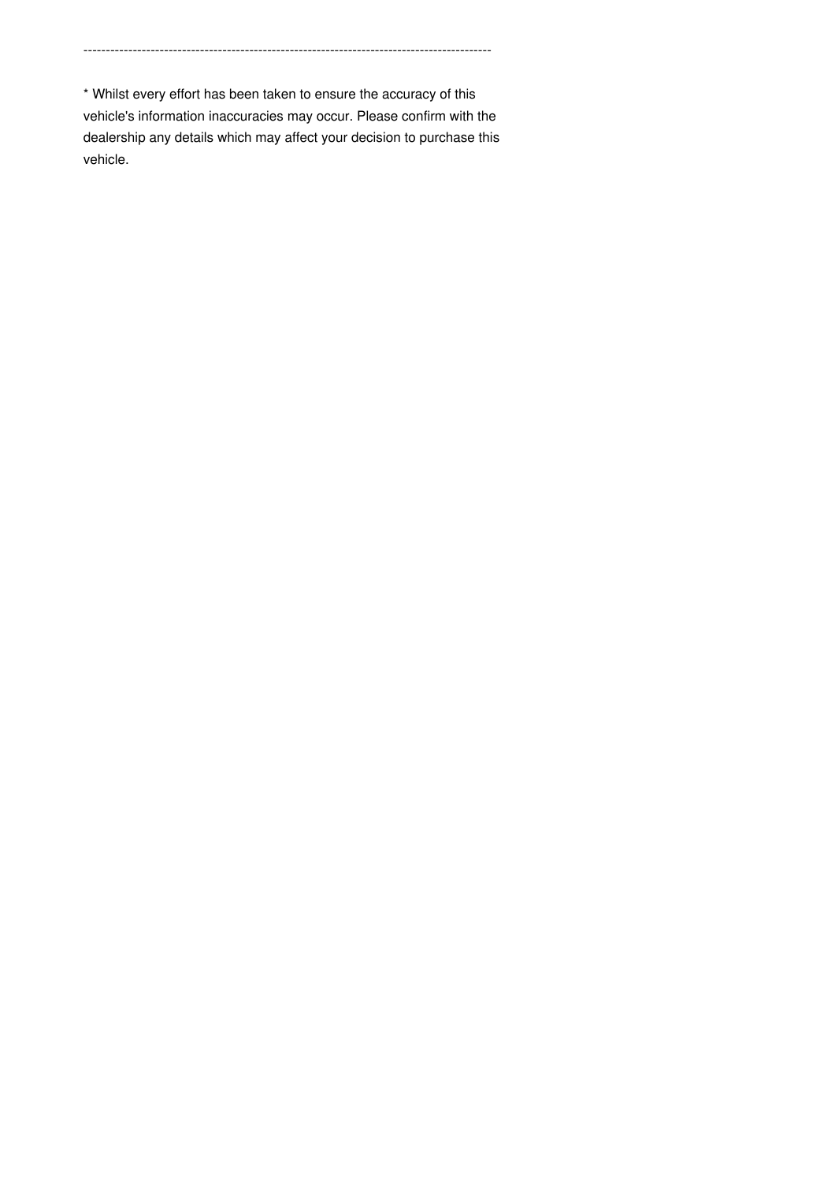--------------------------------------------------------------------------------------------

* Whilst every effort has been taken to ensure the accuracy of this vehicle's information inaccuracies may occur. Please confirm with the dealership any details which may affect your decision to purchase this vehicle.